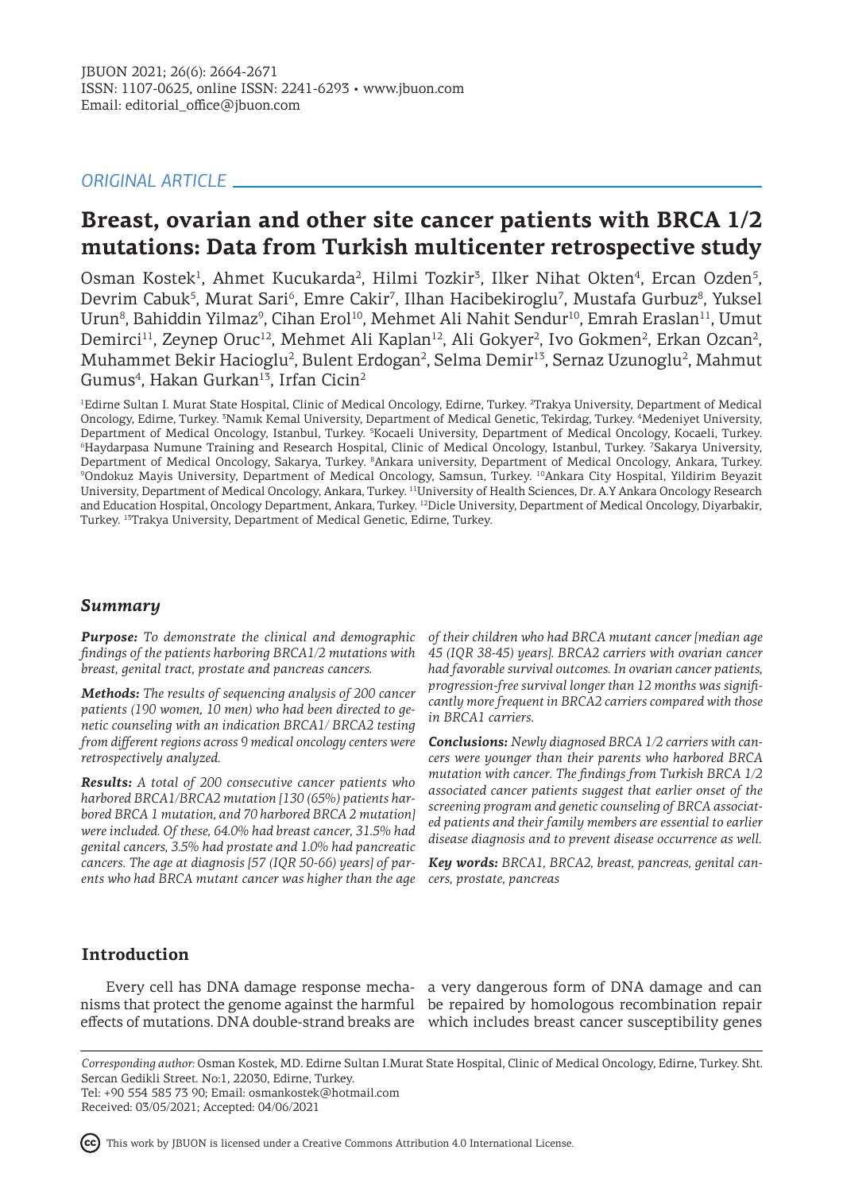ORIGINAL ARTICLE

# Breast, ovarian and other site cancer patients with BRCA 1/2 mutations: Data from Turkish multicenter retrospective study

Osman Kostek[1], Ahmet Kucukarda[2], Hilmi Tozkir[3], Ilker Nihat Okten[4], Ercan Ozden[5], Devrim Cabuk[5], Murat Sari[6], Emre Cakir[7], Ilhan Hacibekiroglu[7], Mustafa Gurbuz[8], Yuksel Urun[8], Bahiddin Yilmaz[9], Cihan Erol[10], Mehmet Ali Nahit Sendur[10], Emrah Eraslan[11], Umut Demirci[11], Zeynep Oruc[12], Mehmet Ali Kaplan[12], Ali Gokyer[2], Ivo Gokmen[2], Erkan Ozcan[2], Muhammet Bekir Hacioglu[2], Bulent Erdogan[2], Selma Demir[13], Sernaz Uzunoglu[2], Mahmut Gumus[4], Hakan Gurkan[13], Irfan Cicin[2]

[1]Edirne Sultan I. Murat State Hospital, Clinic of Medical Oncology, Edirne, Turkey. [2]Trakya University, Department of Medical Oncology, Edirne, Turkey. [3]Namık Kemal University, Department of Medical Genetic, Tekirdag, Turkey. [4]Medeniyet University, Department of Medical Oncology, Istanbul, Turkey. [5]Kocaeli University, Department of Medical Oncology, Kocaeli, Turkey. [6]Haydarpasa Numune Training and Research Hospital, Clinic of Medical Oncology, Istanbul, Turkey. [7]Sakarya University, Department of Medical Oncology, Sakarya, Turkey. [8]Ankara university, Department of Medical Oncology, Ankara, Turkey. [9]Ondokuz Mayis University, Department of Medical Oncology, Samsun, Turkey. [10]Ankara City Hospital, Yildirim Beyazit University, Department of Medical Oncology, Ankara, Turkey. [11]University of Health Sciences, Dr. A.Y Ankara Oncology Research and Education Hospital, Oncology Department, Ankara, Turkey. [12]Dicle University, Department of Medical Oncology, Diyarbakir, Turkey. [13]Trakya University, Department of Medical Genetic, Edirne, Turkey.

## Summary

***Purpose:*** *To demonstrate the clinical and demographic findings of the patients harboring BRCA1/2 mutations with breast, genital tract, prostate and pancreas cancers.*

***Methods:*** *The results of sequencing analysis of 200 cancer patients (190 women, 10 men) who had been directed to genetic counseling with an indication BRCA1/ BRCA2 testing from different regions across 9 medical oncology centers were retrospectively analyzed.*

***Results:*** *A total of 200 consecutive cancer patients who harbored BRCA1/BRCA2 mutation [130 (65%) patients harbored BRCA 1 mutation, and 70 harbored BRCA 2 mutation] were included. Of these, 64.0% had breast cancer, 31.5% had genital cancers, 3.5% had prostate and 1.0% had pancreatic cancers. The age at diagnosis [57 (IQR 50-66) years] of parents who had BRCA mutant cancer was higher than the age of their children who had BRCA mutant cancer [median age 45 (IQR 38-45) years]. BRCA2 carriers with ovarian cancer had favorable survival outcomes. In ovarian cancer patients, progression-free survival longer than 12 months was significantly more frequent in BRCA2 carriers compared with those in BRCA1 carriers.*

***Conclusions:*** *Newly diagnosed BRCA 1/2 carriers with cancers were younger than their parents who harbored BRCA mutation with cancer. The findings from Turkish BRCA 1/2 associated cancer patients suggest that earlier onset of the screening program and genetic counseling of BRCA associated patients and their family members are essential to earlier disease diagnosis and to prevent disease occurrence as well.*

***Key words:*** *BRCA1, BRCA2, breast, pancreas, genital cancers, prostate, pancreas*

## Introduction

Every cell has DNA damage response mechanisms that protect the genome against the harmful effects of mutations. DNA double-strand breaks are a very dangerous form of DNA damage and can be repaired by homologous recombination repair which includes breast cancer susceptibility genes

*Corresponding author:* Osman Kostek, MD. Edirne Sultan I.Murat State Hospital, Clinic of Medical Oncology, Edirne, Turkey. Sht. Sercan Gedikli Street. No:1, 22030, Edirne, Turkey.
Tel: +90 554 585 73 90; Email: osmankostek@hotmail.com
Received: 03/05/2021; Accepted: 04/06/2021

This work by JBUON is licensed under a Creative Commons Attribution 4.0 International License.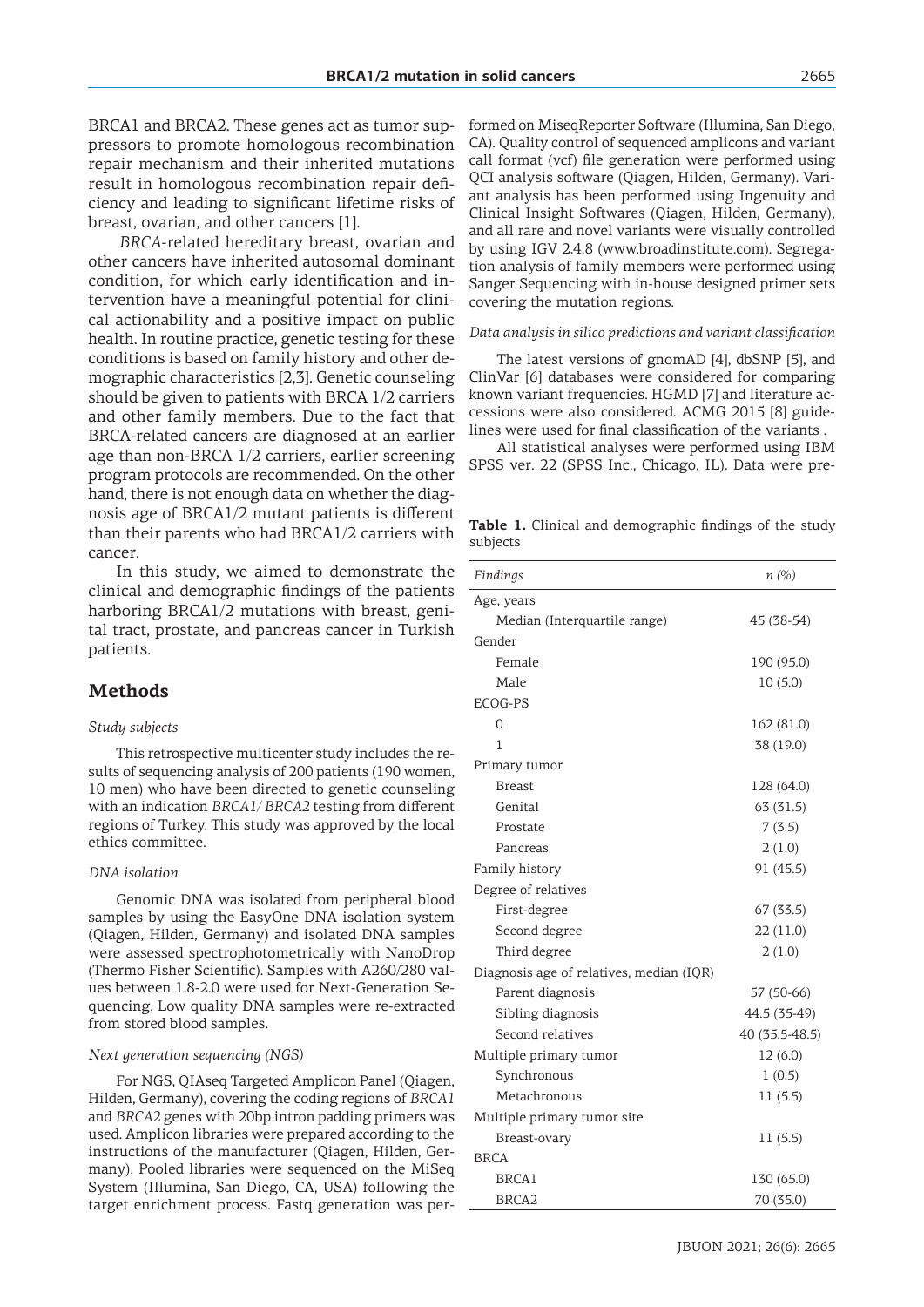BRCA1 and BRCA2. These genes act as tumor suppressors to promote homologous recombination repair mechanism and their inherited mutations result in homologous recombination repair deficiency and leading to significant lifetime risks of breast, ovarian, and other cancers [1].

*BRCA*-related hereditary breast, ovarian and other cancers have inherited autosomal dominant condition, for which early identification and intervention have a meaningful potential for clinical actionability and a positive impact on public health. In routine practice, genetic testing for these conditions is based on family history and other demographic characteristics [2,3]. Genetic counseling should be given to patients with BRCA 1/2 carriers and other family members. Due to the fact that BRCA-related cancers are diagnosed at an earlier age than non-BRCA 1/2 carriers, earlier screening program protocols are recommended. On the other hand, there is not enough data on whether the diagnosis age of BRCA1/2 mutant patients is different than their parents who had BRCA1/2 carriers with cancer.

In this study, we aimed to demonstrate the clinical and demographic findings of the patients harboring BRCA1/2 mutations with breast, genital tract, prostate, and pancreas cancer in Turkish patients.

## Methods

### *Study subjects*

This retrospective multicenter study includes the results of sequencing analysis of 200 patients (190 women, 10 men) who have been directed to genetic counseling with an indication *BRCA1/ BRCA2* testing from different regions of Turkey. This study was approved by the local ethics committee.

### *DNA isolation*

Genomic DNA was isolated from peripheral blood samples by using the EasyOne DNA isolation system (Qiagen, Hilden, Germany) and isolated DNA samples were assessed spectrophotometrically with NanoDrop (Thermo Fisher Scientific). Samples with A260/280 values between 1.8-2.0 were used for Next-Generation Sequencing. Low quality DNA samples were re-extracted from stored blood samples.

### *Next generation sequencing (NGS)*

For NGS, QIAseq Targeted Amplicon Panel (Qiagen, Hilden, Germany), covering the coding regions of *BRCA1* and *BRCA2* genes with 20bp intron padding primers was used. Amplicon libraries were prepared according to the instructions of the manufacturer (Qiagen, Hilden, Germany). Pooled libraries were sequenced on the MiSeq System (Illumina, San Diego, CA, USA) following the target enrichment process. Fastq generation was performed on MiseqReporter Software (Illumina, San Diego, CA). Quality control of sequenced amplicons and variant call format (vcf) file generation were performed using QCI analysis software (Qiagen, Hilden, Germany). Variant analysis has been performed using Ingenuity and Clinical Insight Softwares (Qiagen, Hilden, Germany), and all rare and novel variants were visually controlled by using IGV 2.4.8 (www.broadinstitute.com). Segregation analysis of family members were performed using Sanger Sequencing with in-house designed primer sets covering the mutation regions.

### *Data analysis in silico predictions and variant classification*

The latest versions of gnomAD [4], dbSNP [5], and ClinVar [6] databases were considered for comparing known variant frequencies. HGMD [7] and literature accessions were also considered. ACMG 2015 [8] guidelines were used for final classification of the variants .

All statistical analyses were performed using IBM SPSS ver. 22 (SPSS Inc., Chicago, IL). Data were pre-

**Table 1.** Clinical and demographic findings of the study subjects

| *Findings* | *n (%)* |
|---|---|
| Age, years | |
| Median (Interquartile range) | 45 (38-54) |
| Gender | |
| Female | 190 (95.0) |
| Male | 10 (5.0) |
| ECOG-PS | |
| 0 | 162 (81.0) |
| 1 | 38 (19.0) |
| Primary tumor | |
| Breast | 128 (64.0) |
| Genital | 63 (31.5) |
| Prostate | 7 (3.5) |
| Pancreas | 2 (1.0) |
| Family history | 91 (45.5) |
| Degree of relatives | |
| First-degree | 67 (33.5) |
| Second degree | 22 (11.0) |
| Third degree | 2 (1.0) |
| Diagnosis age of relatives, median (IQR) | |
| Parent diagnosis | 57 (50-66) |
| Sibling diagnosis | 44.5 (35-49) |
| Second relatives | 40 (35.5-48.5) |
| Multiple primary tumor | 12 (6.0) |
| Synchronous | 1 (0.5) |
| Metachronous | 11 (5.5) |
| Multiple primary tumor site | |
| Breast-ovary | 11 (5.5) |
| BRCA | |
| BRCA1 | 130 (65.0) |
| BRCA2 | 70 (35.0) |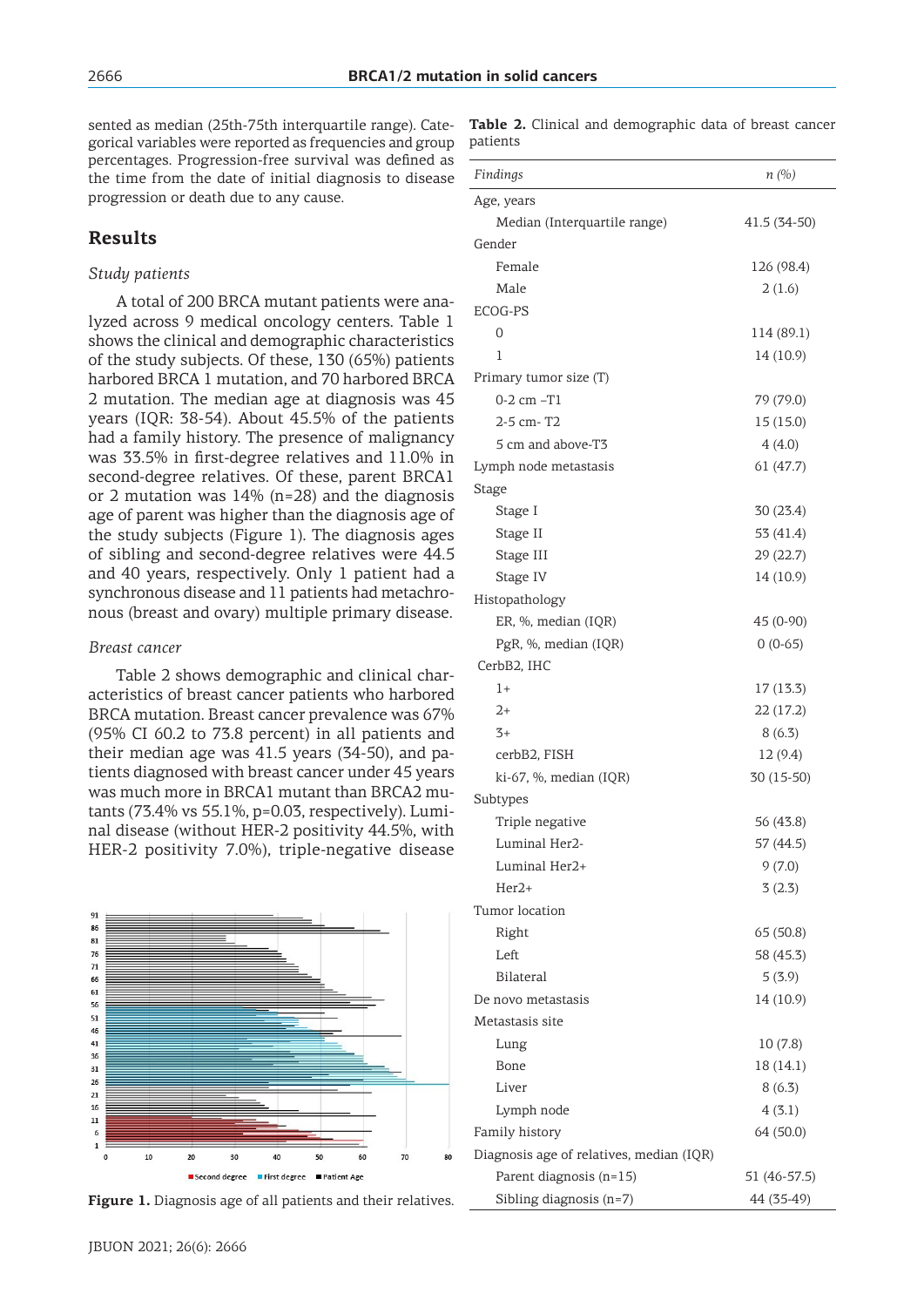sented as median (25th-75th interquartile range). Categorical variables were reported as frequencies and group percentages. Progression-free survival was defined as the time from the date of initial diagnosis to disease progression or death due to any cause.

## Results

### *Study patients*

A total of 200 BRCA mutant patients were analyzed across 9 medical oncology centers. Table 1 shows the clinical and demographic characteristics of the study subjects. Of these, 130 (65%) patients harbored BRCA 1 mutation, and 70 harbored BRCA 2 mutation. The median age at diagnosis was 45 years (IQR: 38-54). About 45.5% of the patients had a family history. The presence of malignancy was 33.5% in first-degree relatives and 11.0% in second-degree relatives. Of these, parent BRCA1 or 2 mutation was 14% (n=28) and the diagnosis age of parent was higher than the diagnosis age of the study subjects (Figure 1). The diagnosis ages of sibling and second-degree relatives were 44.5 and 40 years, respectively. Only 1 patient had a synchronous disease and 11 patients had metachronous (breast and ovary) multiple primary disease.

### *Breast cancer*

Table 2 shows demographic and clinical characteristics of breast cancer patients who harbored BRCA mutation. Breast cancer prevalence was 67% (95% CI 60.2 to 73.8 percent) in all patients and their median age was 41.5 years (34-50), and patients diagnosed with breast cancer under 45 years was much more in BRCA1 mutant than BRCA2 mutants (73.4% vs 55.1%, p=0.03, respectively). Luminal disease (without HER-2 positivity 44.5%, with HER-2 positivity 7.0%), triple-negative disease

**Figure 1.** Diagnosis age of all patients and their relatives.

**Table 2.** Clinical and demographic data of breast cancer patients

| *Findings* | *n (%)* |
|---|---|
| Age, years | |
| Median (Interquartile range) | 41.5 (34-50) |
| Gender | |
| Female | 126 (98.4) |
| Male | 2 (1.6) |
| ECOG-PS | |
| 0 | 114 (89.1) |
| 1 | 14 (10.9) |
| Primary tumor size (T) | |
| 0-2 cm –T1 | 79 (79.0) |
| 2-5 cm- T2 | 15 (15.0) |
| 5 cm and above-T3 | 4 (4.0) |
| Lymph node metastasis | 61 (47.7) |
| Stage | |
| Stage I | 30 (23.4) |
| Stage II | 53 (41.4) |
| Stage III | 29 (22.7) |
| Stage IV | 14 (10.9) |
| Histopathology | |
| ER, %, median (IQR) | 45 (0-90) |
| PgR, %, median (IQR) | 0 (0-65) |
| CerbB2, IHC | |
| 1+ | 17 (13.3) |
| 2+ | 22 (17.2) |
| 3+ | 8 (6.3) |
| cerbB2, FISH | 12 (9.4) |
| ki-67, %, median (IQR) | 30 (15-50) |
| Subtypes | |
| Triple negative | 56 (43.8) |
| Luminal Her2- | 57 (44.5) |
| Luminal Her2+ | 9 (7.0) |
| Her2+ | 3 (2.3) |
| Tumor location | |
| Right | 65 (50.8) |
| Left | 58 (45.3) |
| Bilateral | 5 (3.9) |
| De novo metastasis | 14 (10.9) |
| Metastasis site | |
| Lung | 10 (7.8) |
| Bone | 18 (14.1) |
| Liver | 8 (6.3) |
| Lymph node | 4 (3.1) |
| Family history | 64 (50.0) |
| Diagnosis age of relatives, median (IQR) | |
| Parent diagnosis (n=15) | 51 (46-57.5) |
| Sibling diagnosis (n=7) | 44 (35-49) |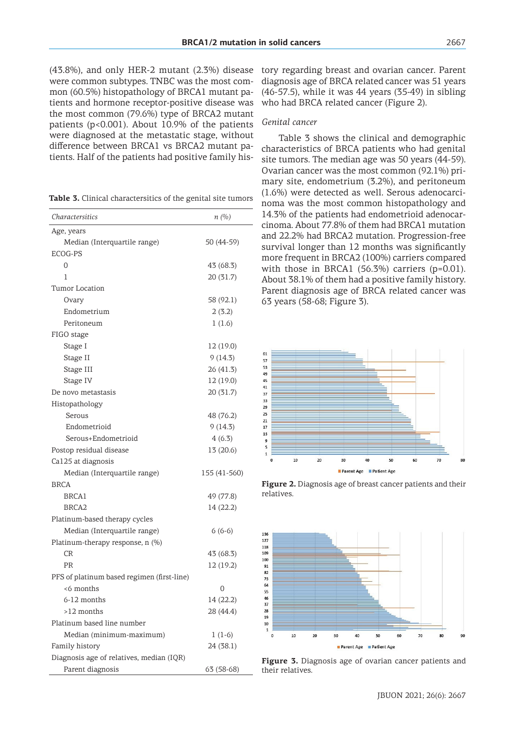(43.8%), and only HER-2 mutant (2.3%) disease were common subtypes. TNBC was the most common (60.5%) histopathology of BRCA1 mutant patients and hormone receptor-positive disease was the most common (79.6%) type of BRCA2 mutant patients (p<0.001). About 10.9% of the patients were diagnosed at the metastatic stage, without difference between BRCA1 vs BRCA2 mutant patients. Half of the patients had positive family history regarding breast and ovarian cancer. Parent diagnosis age of BRCA related cancer was 51 years (46-57.5), while it was 44 years (35-49) in sibling who had BRCA related cancer (Figure 2).

*Genital cancer*

Table 3 shows the clinical and demographic characteristics of BRCA patients who had genital site tumors. The median age was 50 years (44-59). Ovarian cancer was the most common (92.1%) primary site, endometrium (3.2%), and peritoneum (1.6%) were detected as well. Serous adenocarcinoma was the most common histopathology and 14.3% of the patients had endometrioid adenocarcinoma. About 77.8% of them had BRCA1 mutation and 22.2% had BRCA2 mutation. Progression-free survival longer than 12 months was significantly more frequent in BRCA2 (100%) carriers compared with those in BRCA1 (56.3%) carriers (p=0.01). About 38.1% of them had a positive family history. Parent diagnosis age of BRCA related cancer was 63 years (58-68; Figure 3).

**Table 3.** Clinical charactersitics of the genital site tumors

| *Charactersitics* | *n (%)* |
|---|---|
| Age, years | |
| Median (Interquartile range) | 50 (44-59) |
| ECOG-PS | |
| 0 | 43 (68.3) |
| 1 | 20 (31.7) |
| Tumor Location | |
| Ovary | 58 (92.1) |
| Endometrium | 2 (3.2) |
| Peritoneum | 1 (1.6) |
| FIGO stage | |
| Stage I | 12 (19.0) |
| Stage II | 9 (14.3) |
| Stage III | 26 (41.3) |
| Stage IV | 12 (19.0) |
| De novo metastasis | 20 (31.7) |
| Histopathology | |
| Serous | 48 (76.2) |
| Endometrioid | 9 (14.3) |
| Serous+Endometrioid | 4 (6.3) |
| Postop residual disease | 13 (20.6) |
| Ca125 at diagnosis | |
| Median (Interquartile range) | 155 (41-560) |
| BRCA | |
| BRCA1 | 49 (77.8) |
| BRCA2 | 14 (22.2) |
| Platinum-based therapy cycles | |
| Median (Interquartile range) | 6 (6-6) |
| Platinum-therapy response, n (%) | |
| CR | 43 (68.3) |
| PR | 12 (19.2) |
| PFS of platinum based regimen (first-line) | |
| <6 months | 0 |
| 6-12 months | 14 (22.2) |
| >12 months | 28 (44.4) |
| Platinum based line number | |
| Median (minimum-maximum) | 1 (1-6) |
| Family history | 24 (38.1) |
| Diagnosis age of relatives, median (IQR) | |
| Parent diagnosis | 63 (58-68) |

**Figure 2.** Diagnosis age of breast cancer patients and their relatives.

**Figure 3.** Diagnosis age of ovarian cancer patients and their relatives.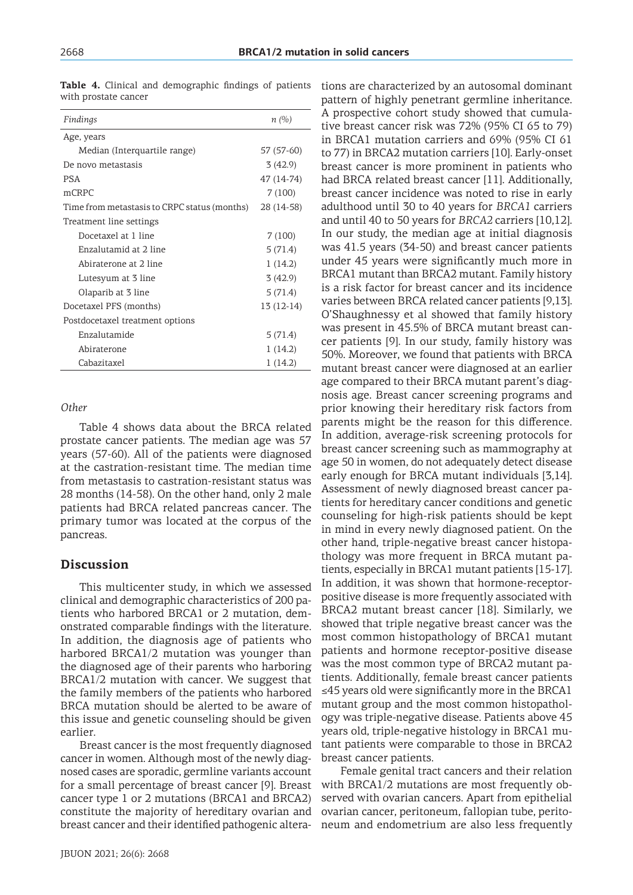**Table 4.** Clinical and demographic findings of patients with prostate cancer

| *Findings* | *n (%)* |
|---|---|
| Age, years | |
| Median (Interquartile range) | 57 (57-60) |
| De novo metastasis | 3 (42.9) |
| PSA | 47 (14-74) |
| mCRPC | 7 (100) |
| Time from metastasis to CRPC status (months) | 28 (14-58) |
| Treatment line settings | |
| Docetaxel at 1 line | 7 (100) |
| Enzalutamid at 2 line | 5 (71.4) |
| Abiraterone at 2 line | 1 (14.2) |
| Lutesyum at 3 line | 3 (42.9) |
| Olaparib at 3 line | 5 (71.4) |
| Docetaxel PFS (months) | 13 (12-14) |
| Postdocetaxel treatment options | |
| Enzalutamide | 5 (71.4) |
| Abiraterone | 1 (14.2) |
| Cabazitaxel | 1 (14.2) |

*Other*

Table 4 shows data about the BRCA related prostate cancer patients. The median age was 57 years (57-60). All of the patients were diagnosed at the castration-resistant time. The median time from metastasis to castration-resistant status was 28 months (14-58). On the other hand, only 2 male patients had BRCA related pancreas cancer. The primary tumor was located at the corpus of the pancreas.

## Discussion

This multicenter study, in which we assessed clinical and demographic characteristics of 200 patients who harbored BRCA1 or 2 mutation, demonstrated comparable findings with the literature. In addition, the diagnosis age of patients who harbored BRCA1/2 mutation was younger than the diagnosed age of their parents who harboring BRCA1/2 mutation with cancer. We suggest that the family members of the patients who harbored BRCA mutation should be alerted to be aware of this issue and genetic counseling should be given earlier.

Breast cancer is the most frequently diagnosed cancer in women. Although most of the newly diagnosed cases are sporadic, germline variants account for a small percentage of breast cancer [9]. Breast cancer type 1 or 2 mutations (BRCA1 and BRCA2) constitute the majority of hereditary ovarian and breast cancer and their identified pathogenic alterations are characterized by an autosomal dominant pattern of highly penetrant germline inheritance. A prospective cohort study showed that cumulative breast cancer risk was 72% (95% CI 65 to 79) in BRCA1 mutation carriers and 69% (95% CI 61 to 77) in BRCA2 mutation carriers [10]. Early-onset breast cancer is more prominent in patients who had BRCA related breast cancer [11]. Additionally, breast cancer incidence was noted to rise in early adulthood until 30 to 40 years for *BRCA1* carriers and until 40 to 50 years for *BRCA2* carriers [10,12]. In our study, the median age at initial diagnosis was 41.5 years (34-50) and breast cancer patients under 45 years were significantly much more in BRCA1 mutant than BRCA2 mutant. Family history is a risk factor for breast cancer and its incidence varies between BRCA related cancer patients [9,13]. O'Shaughnessy et al showed that family history was present in 45.5% of BRCA mutant breast cancer patients [9]. In our study, family history was 50%. Moreover, we found that patients with BRCA mutant breast cancer were diagnosed at an earlier age compared to their BRCA mutant parent's diagnosis age. Breast cancer screening programs and prior knowing their hereditary risk factors from parents might be the reason for this difference. In addition, average-risk screening protocols for breast cancer screening such as mammography at age 50 in women, do not adequately detect disease early enough for BRCA mutant individuals [3,14]. Assessment of newly diagnosed breast cancer patients for hereditary cancer conditions and genetic counseling for high-risk patients should be kept in mind in every newly diagnosed patient. On the other hand, triple-negative breast cancer histopathology was more frequent in BRCA mutant patients, especially in BRCA1 mutant patients [15-17]. In addition, it was shown that hormone-receptor-positive disease is more frequently associated with BRCA2 mutant breast cancer [18]. Similarly, we showed that triple negative breast cancer was the most common histopathology of BRCA1 mutant patients and hormone receptor-positive disease was the most common type of BRCA2 mutant patients. Additionally, female breast cancer patients ≤45 years old were significantly more in the BRCA1 mutant group and the most common histopathology was triple-negative disease. Patients above 45 years old, triple-negative histology in BRCA1 mutant patients were comparable to those in BRCA2 breast cancer patients.

Female genital tract cancers and their relation with BRCA1/2 mutations are most frequently observed with ovarian cancers. Apart from epithelial ovarian cancer, peritoneum, fallopian tube, peritoneum and endometrium are also less frequently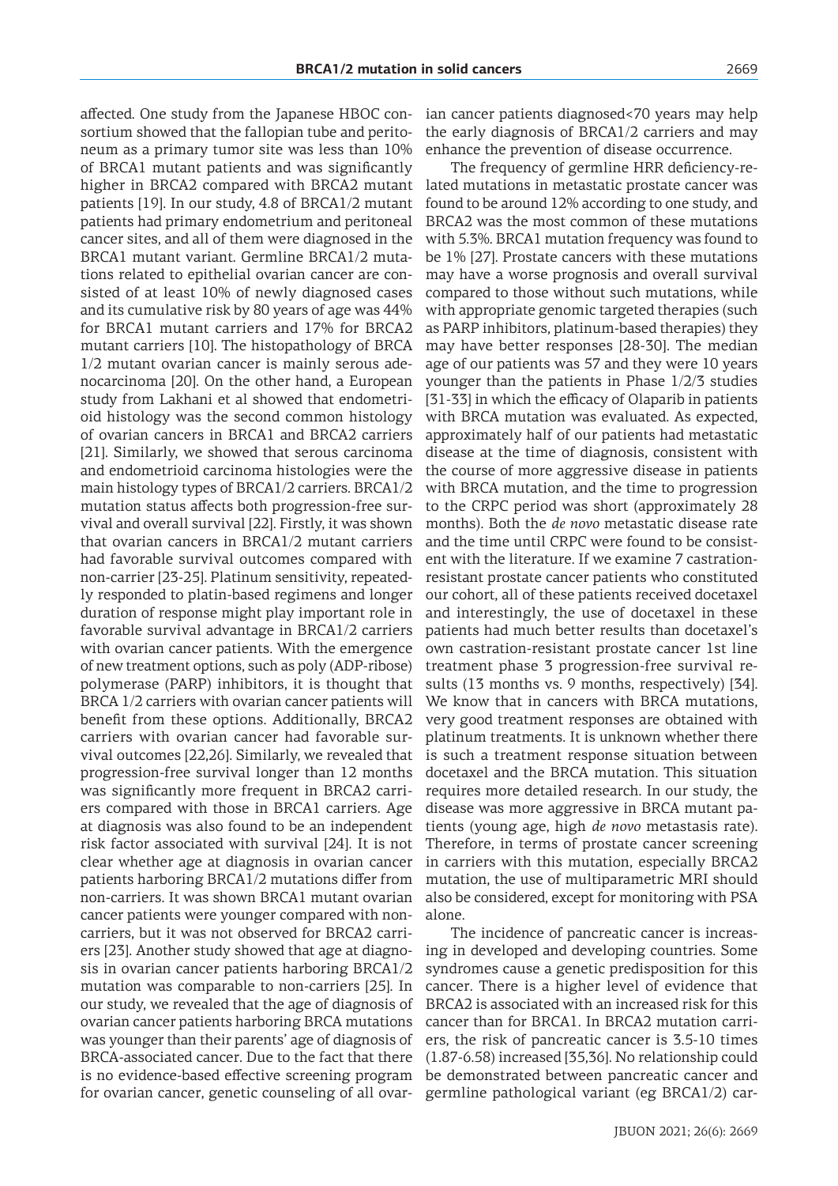affected. One study from the Japanese HBOC consortium showed that the fallopian tube and peritoneum as a primary tumor site was less than 10% of BRCA1 mutant patients and was significantly higher in BRCA2 compared with BRCA2 mutant patients [19]. In our study, 4.8 of BRCA1/2 mutant patients had primary endometrium and peritoneal cancer sites, and all of them were diagnosed in the BRCA1 mutant variant. Germline BRCA1/2 mutations related to epithelial ovarian cancer are consisted of at least 10% of newly diagnosed cases and its cumulative risk by 80 years of age was 44% for BRCA1 mutant carriers and 17% for BRCA2 mutant carriers [10]. The histopathology of BRCA 1/2 mutant ovarian cancer is mainly serous adenocarcinoma [20]. On the other hand, a European study from Lakhani et al showed that endometrioid histology was the second common histology of ovarian cancers in BRCA1 and BRCA2 carriers [21]. Similarly, we showed that serous carcinoma and endometrioid carcinoma histologies were the main histology types of BRCA1/2 carriers. BRCA1/2 mutation status affects both progression-free survival and overall survival [22]. Firstly, it was shown that ovarian cancers in BRCA1/2 mutant carriers had favorable survival outcomes compared with non-carrier [23-25]. Platinum sensitivity, repeatedly responded to platin-based regimens and longer duration of response might play important role in favorable survival advantage in BRCA1/2 carriers with ovarian cancer patients. With the emergence of new treatment options, such as poly (ADP-ribose) polymerase (PARP) inhibitors, it is thought that BRCA 1/2 carriers with ovarian cancer patients will benefit from these options. Additionally, BRCA2 carriers with ovarian cancer had favorable survival outcomes [22,26]. Similarly, we revealed that progression-free survival longer than 12 months was significantly more frequent in BRCA2 carriers compared with those in BRCA1 carriers. Age at diagnosis was also found to be an independent risk factor associated with survival [24]. It is not clear whether age at diagnosis in ovarian cancer patients harboring BRCA1/2 mutations differ from non-carriers. It was shown BRCA1 mutant ovarian cancer patients were younger compared with non-carriers, but it was not observed for BRCA2 carriers [23]. Another study showed that age at diagnosis in ovarian cancer patients harboring BRCA1/2 mutation was comparable to non-carriers [25]. In our study, we revealed that the age of diagnosis of ovarian cancer patients harboring BRCA mutations was younger than their parents' age of diagnosis of BRCA-associated cancer. Due to the fact that there is no evidence-based effective screening program for ovarian cancer, genetic counseling of all ovarian cancer patients diagnosed<70 years may help the early diagnosis of BRCA1/2 carriers and may enhance the prevention of disease occurrence.

The frequency of germline HRR deficiency-related mutations in metastatic prostate cancer was found to be around 12% according to one study, and BRCA2 was the most common of these mutations with 5.3%. BRCA1 mutation frequency was found to be 1% [27]. Prostate cancers with these mutations may have a worse prognosis and overall survival compared to those without such mutations, while with appropriate genomic targeted therapies (such as PARP inhibitors, platinum-based therapies) they may have better responses [28-30]. The median age of our patients was 57 and they were 10 years younger than the patients in Phase 1/2/3 studies [31-33] in which the efficacy of Olaparib in patients with BRCA mutation was evaluated. As expected, approximately half of our patients had metastatic disease at the time of diagnosis, consistent with the course of more aggressive disease in patients with BRCA mutation, and the time to progression to the CRPC period was short (approximately 28 months). Both the *de novo* metastatic disease rate and the time until CRPC were found to be consistent with the literature. If we examine 7 castration-resistant prostate cancer patients who constituted our cohort, all of these patients received docetaxel and interestingly, the use of docetaxel in these patients had much better results than docetaxel's own castration-resistant prostate cancer 1st line treatment phase 3 progression-free survival results (13 months vs. 9 months, respectively) [34]. We know that in cancers with BRCA mutations, very good treatment responses are obtained with platinum treatments. It is unknown whether there is such a treatment response situation between docetaxel and the BRCA mutation. This situation requires more detailed research. In our study, the disease was more aggressive in BRCA mutant patients (young age, high *de novo* metastasis rate). Therefore, in terms of prostate cancer screening in carriers with this mutation, especially BRCA2 mutation, the use of multiparametric MRI should also be considered, except for monitoring with PSA alone.

The incidence of pancreatic cancer is increasing in developed and developing countries. Some syndromes cause a genetic predisposition for this cancer. There is a higher level of evidence that BRCA2 is associated with an increased risk for this cancer than for BRCA1. In BRCA2 mutation carriers, the risk of pancreatic cancer is 3.5-10 times (1.87-6.58) increased [35,36]. No relationship could be demonstrated between pancreatic cancer and germline pathological variant (eg BRCA1/2) car-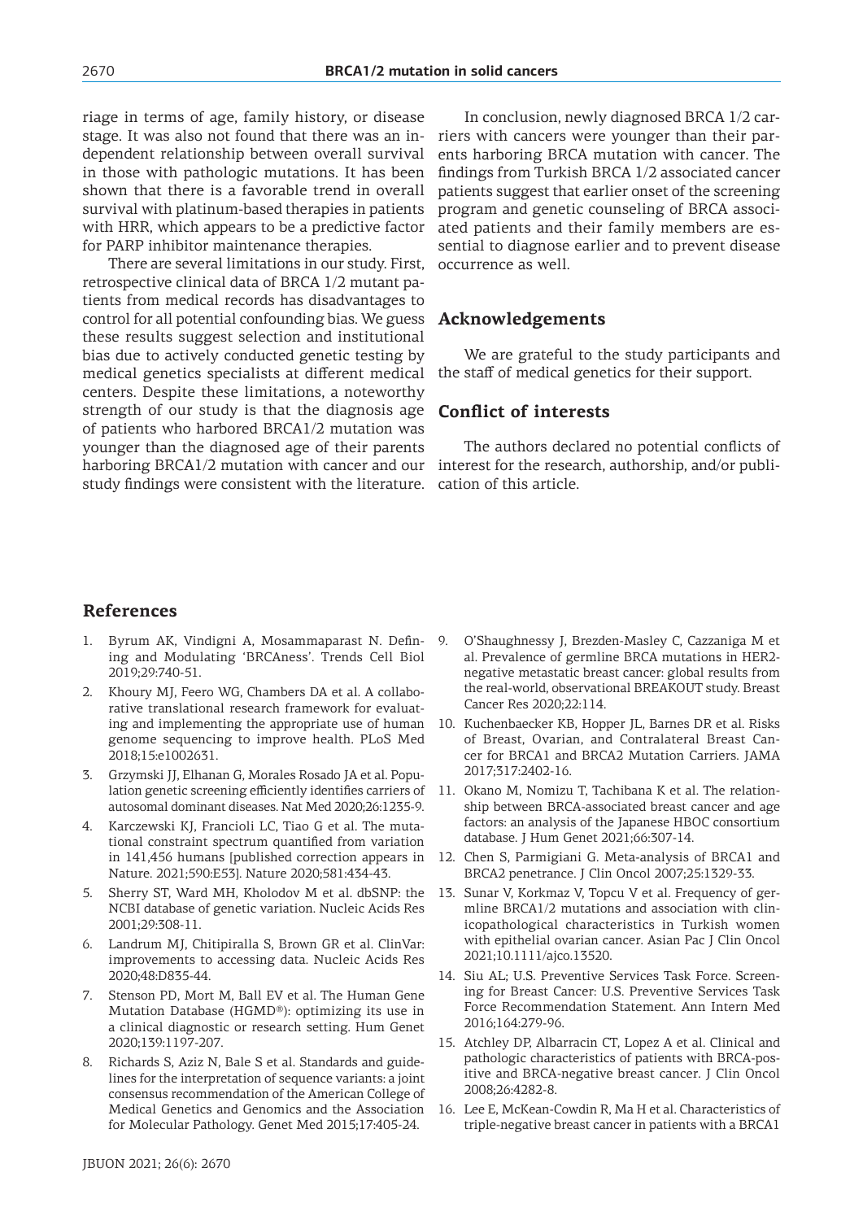riage in terms of age, family history, or disease stage. It was also not found that there was an independent relationship between overall survival in those with pathologic mutations. It has been shown that there is a favorable trend in overall survival with platinum-based therapies in patients with HRR, which appears to be a predictive factor for PARP inhibitor maintenance therapies.

There are several limitations in our study. First, retrospective clinical data of BRCA 1/2 mutant patients from medical records has disadvantages to control for all potential confounding bias. We guess these results suggest selection and institutional bias due to actively conducted genetic testing by medical genetics specialists at different medical centers. Despite these limitations, a noteworthy strength of our study is that the diagnosis age of patients who harbored BRCA1/2 mutation was younger than the diagnosed age of their parents harboring BRCA1/2 mutation with cancer and our study findings were consistent with the literature.

In conclusion, newly diagnosed BRCA 1/2 carriers with cancers were younger than their parents harboring BRCA mutation with cancer. The findings from Turkish BRCA 1/2 associated cancer patients suggest that earlier onset of the screening program and genetic counseling of BRCA associated patients and their family members are essential to diagnose earlier and to prevent disease occurrence as well.

## Acknowledgements

We are grateful to the study participants and the staff of medical genetics for their support.

## Conflict of interests

The authors declared no potential conflicts of interest for the research, authorship, and/or publication of this article.

## References

1. Byrum AK, Vindigni A, Mosammaparast N. Defining and Modulating 'BRCAness'. Trends Cell Biol 2019;29:740-51.
2. Khoury MJ, Feero WG, Chambers DA et al. A collaborative translational research framework for evaluating and implementing the appropriate use of human genome sequencing to improve health. PLoS Med 2018;15:e1002631.
3. Grzymski JJ, Elhanan G, Morales Rosado JA et al. Population genetic screening efficiently identifies carriers of autosomal dominant diseases. Nat Med 2020;26:1235-9.
4. Karczewski KJ, Francioli LC, Tiao G et al. The mutational constraint spectrum quantified from variation in 141,456 humans [published correction appears in Nature. 2021;590:E53]. Nature 2020;581:434-43.
5. Sherry ST, Ward MH, Kholodov M et al. dbSNP: the NCBI database of genetic variation. Nucleic Acids Res 2001;29:308-11.
6. Landrum MJ, Chitipiralla S, Brown GR et al. ClinVar: improvements to accessing data. Nucleic Acids Res 2020;48:D835-44.
7. Stenson PD, Mort M, Ball EV et al. The Human Gene Mutation Database (HGMD®): optimizing its use in a clinical diagnostic or research setting. Hum Genet 2020;139:1197-207.
8. Richards S, Aziz N, Bale S et al. Standards and guidelines for the interpretation of sequence variants: a joint consensus recommendation of the American College of Medical Genetics and Genomics and the Association for Molecular Pathology. Genet Med 2015;17:405-24.
9. O'Shaughnessy J, Brezden-Masley C, Cazzaniga M et al. Prevalence of germline BRCA mutations in HER2-negative metastatic breast cancer: global results from the real-world, observational BREAKOUT study. Breast Cancer Res 2020;22:114.
10. Kuchenbaecker KB, Hopper JL, Barnes DR et al. Risks of Breast, Ovarian, and Contralateral Breast Cancer for BRCA1 and BRCA2 Mutation Carriers. JAMA 2017;317:2402-16.
11. Okano M, Nomizu T, Tachibana K et al. The relationship between BRCA-associated breast cancer and age factors: an analysis of the Japanese HBOC consortium database. J Hum Genet 2021;66:307-14.
12. Chen S, Parmigiani G. Meta-analysis of BRCA1 and BRCA2 penetrance. J Clin Oncol 2007;25:1329-33.
13. Sunar V, Korkmaz V, Topcu V et al. Frequency of germline BRCA1/2 mutations and association with clinicopathological characteristics in Turkish women with epithelial ovarian cancer. Asian Pac J Clin Oncol 2021;10.1111/ajco.13520.
14. Siu AL; U.S. Preventive Services Task Force. Screening for Breast Cancer: U.S. Preventive Services Task Force Recommendation Statement. Ann Intern Med 2016;164:279-96.
15. Atchley DP, Albarracin CT, Lopez A et al. Clinical and pathologic characteristics of patients with BRCA-positive and BRCA-negative breast cancer. J Clin Oncol 2008;26:4282-8.
16. Lee E, McKean-Cowdin R, Ma H et al. Characteristics of triple-negative breast cancer in patients with a BRCA1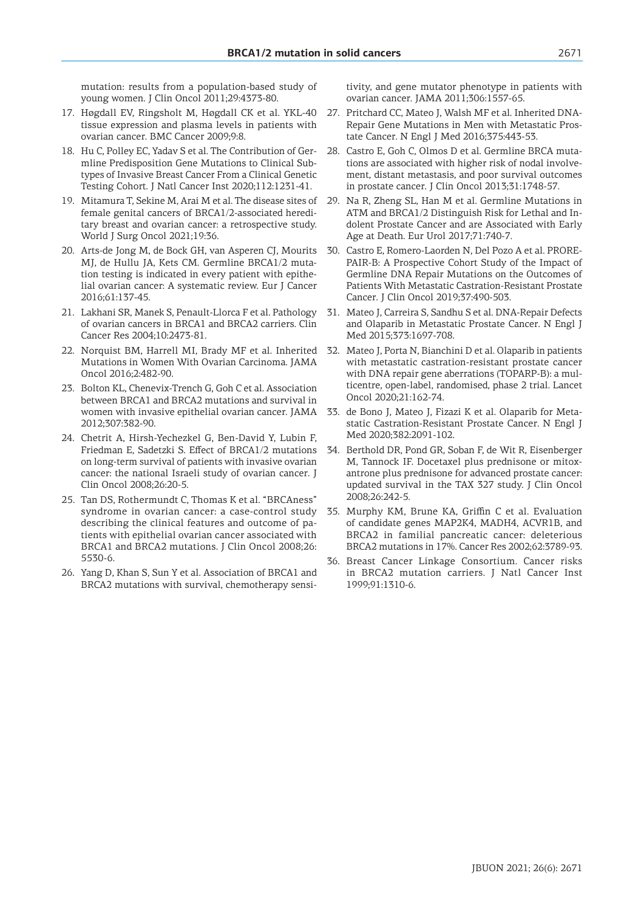mutation: results from a population-based study of young women. J Clin Oncol 2011;29:4373-80.

17. Høgdall EV, Ringsholt M, Høgdall CK et al. YKL-40 tissue expression and plasma levels in patients with ovarian cancer. BMC Cancer 2009;9:8.
18. Hu C, Polley EC, Yadav S et al. The Contribution of Germline Predisposition Gene Mutations to Clinical Subtypes of Invasive Breast Cancer From a Clinical Genetic Testing Cohort. J Natl Cancer Inst 2020;112:1231-41.
19. Mitamura T, Sekine M, Arai M et al. The disease sites of female genital cancers of BRCA1/2-associated hereditary breast and ovarian cancer: a retrospective study. World J Surg Oncol 2021;19:36.
20. Arts-de Jong M, de Bock GH, van Asperen CJ, Mourits MJ, de Hullu JA, Kets CM. Germline BRCA1/2 mutation testing is indicated in every patient with epithelial ovarian cancer: A systematic review. Eur J Cancer 2016;61:137-45.
21. Lakhani SR, Manek S, Penault-Llorca F et al. Pathology of ovarian cancers in BRCA1 and BRCA2 carriers. Clin Cancer Res 2004;10:2473-81.
22. Norquist BM, Harrell MI, Brady MF et al. Inherited Mutations in Women With Ovarian Carcinoma. JAMA Oncol 2016;2:482-90.
23. Bolton KL, Chenevix-Trench G, Goh C et al. Association between BRCA1 and BRCA2 mutations and survival in women with invasive epithelial ovarian cancer. JAMA 2012;307:382-90.
24. Chetrit A, Hirsh-Yechezkel G, Ben-David Y, Lubin F, Friedman E, Sadetzki S. Effect of BRCA1/2 mutations on long-term survival of patients with invasive ovarian cancer: the national Israeli study of ovarian cancer. J Clin Oncol 2008;26:20-5.
25. Tan DS, Rothermundt C, Thomas K et al. "BRCAness" syndrome in ovarian cancer: a case-control study describing the clinical features and outcome of patients with epithelial ovarian cancer associated with BRCA1 and BRCA2 mutations. J Clin Oncol 2008;26:5530-6.
26. Yang D, Khan S, Sun Y et al. Association of BRCA1 and BRCA2 mutations with survival, chemotherapy sensitivity, and gene mutator phenotype in patients with ovarian cancer. JAMA 2011;306:1557-65.
27. Pritchard CC, Mateo J, Walsh MF et al. Inherited DNA-Repair Gene Mutations in Men with Metastatic Prostate Cancer. N Engl J Med 2016;375:443-53.
28. Castro E, Goh C, Olmos D et al. Germline BRCA mutations are associated with higher risk of nodal involvement, distant metastasis, and poor survival outcomes in prostate cancer. J Clin Oncol 2013;31:1748-57.
29. Na R, Zheng SL, Han M et al. Germline Mutations in ATM and BRCA1/2 Distinguish Risk for Lethal and Indolent Prostate Cancer and are Associated with Early Age at Death. Eur Urol 2017;71:740-7.
30. Castro E, Romero-Laorden N, Del Pozo A et al. PROREPAIR-B: A Prospective Cohort Study of the Impact of Germline DNA Repair Mutations on the Outcomes of Patients With Metastatic Castration-Resistant Prostate Cancer. J Clin Oncol 2019;37:490-503.
31. Mateo J, Carreira S, Sandhu S et al. DNA-Repair Defects and Olaparib in Metastatic Prostate Cancer. N Engl J Med 2015;373:1697-708.
32. Mateo J, Porta N, Bianchini D et al. Olaparib in patients with metastatic castration-resistant prostate cancer with DNA repair gene aberrations (TOPARP-B): a multicentre, open-label, randomised, phase 2 trial. Lancet Oncol 2020;21:162-74.
33. de Bono J, Mateo J, Fizazi K et al. Olaparib for Metastatic Castration-Resistant Prostate Cancer. N Engl J Med 2020;382:2091-102.
34. Berthold DR, Pond GR, Soban F, de Wit R, Eisenberger M, Tannock IF. Docetaxel plus prednisone or mitoxantrone plus prednisone for advanced prostate cancer: updated survival in the TAX 327 study. J Clin Oncol 2008;26:242-5.
35. Murphy KM, Brune KA, Griffin C et al. Evaluation of candidate genes MAP2K4, MADH4, ACVR1B, and BRCA2 in familial pancreatic cancer: deleterious BRCA2 mutations in 17%. Cancer Res 2002;62:3789-93.
36. Breast Cancer Linkage Consortium. Cancer risks in BRCA2 mutation carriers. J Natl Cancer Inst 1999;91:1310-6.